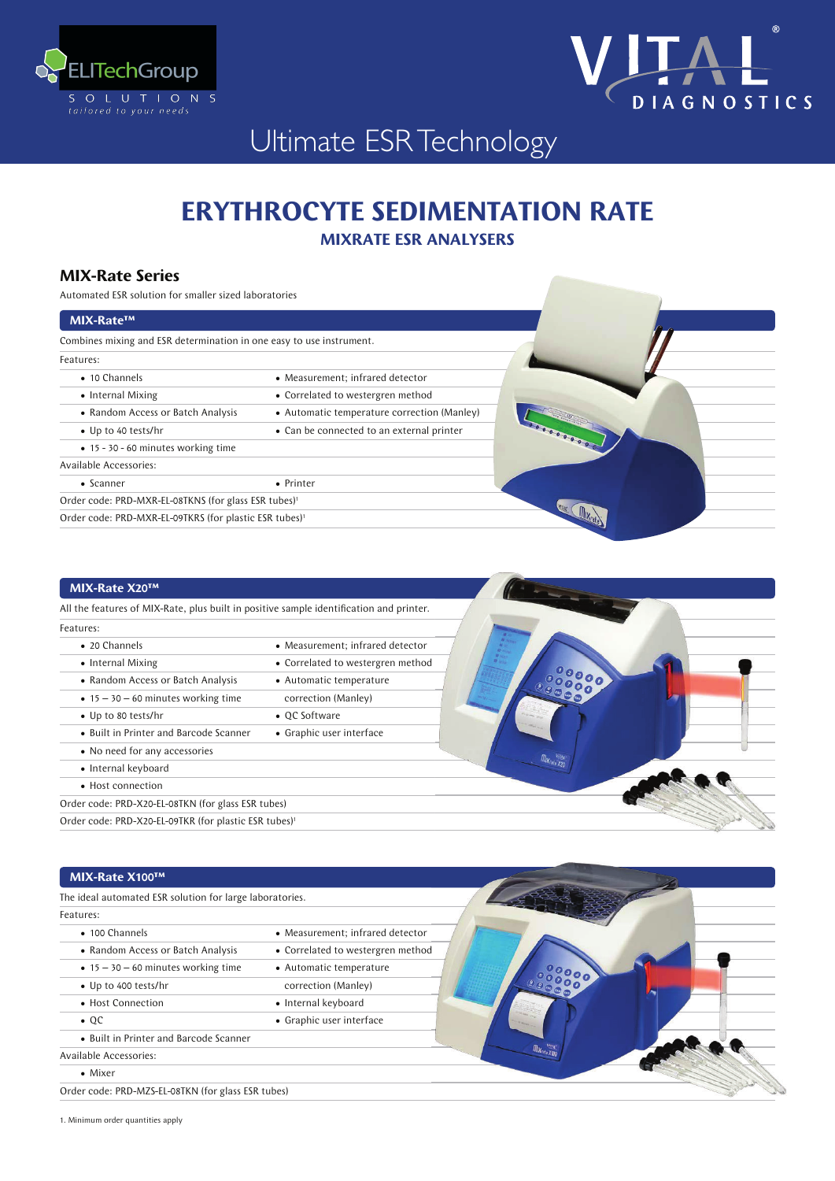ELITechGroup
SOLUTIONS
*tailored to your needs*

VITAL® DIAGNOSTICS

Ultimate ESR Technology

# ERYTHROCYTE SEDIMENTATION RATE

## MIXRATE ESR ANALYSERS

### MIX-Rate Series

Automated ESR solution for smaller sized laboratories

#### MIX-Rate™

Combines mixing and ESR determination in one easy to use instrument.

Features:

| | |
|---|---|
| • 10 Channels | • Measurement; infrared detector |
| • Internal Mixing | • Correlated to westergren method |
| • Random Access or Batch Analysis | • Automatic temperature correction (Manley) |
| • Up to 40 tests/hr | • Can be connected to an external printer |
| • 15 - 30 - 60 minutes working time | |

Available Accessories:

| | |
|---|---|
| • Scanner | • Printer |

Order code: PRD-MXR-EL-08TKNS (for glass ESR tubes)[1]

Order code: PRD-MXR-EL-09TKRS (for plastic ESR tubes)[1]

#### MIX-Rate X20™

All the features of MIX-Rate, plus built in positive sample identification and printer.

Features:

| | |
|---|---|
| • 20 Channels | • Measurement; infrared detector |
| • Internal Mixing | • Correlated to westergren method |
| • Random Access or Batch Analysis | • Automatic temperature correction (Manley) |
| • 15 – 30 – 60 minutes working time | |
| • Up to 80 tests/hr | • QC Software |
| • Built in Printer and Barcode Scanner | • Graphic user interface |
| • No need for any accessories | |
| • Internal keyboard | |
| • Host connection | |

Order code: PRD-X20-EL-08TKN (for glass ESR tubes)

Order code: PRD-X20-EL-09TKR (for plastic ESR tubes)[1]

#### MIX-Rate X100™

The ideal automated ESR solution for large laboratories.

Features:

| | |
|---|---|
| • 100 Channels | • Measurement; infrared detector |
| • Random Access or Batch Analysis | • Correlated to westergren method |
| • 15 – 30 – 60 minutes working time | • Automatic temperature correction (Manley) |
| • Up to 400 tests/hr | |
| • Host Connection | • Internal keyboard |
| • QC | • Graphic user interface |
| • Built in Printer and Barcode Scanner | |

Available Accessories:

• Mixer

Order code: PRD-MZS-EL-08TKN (for glass ESR tubes)

1. Minimum order quantities apply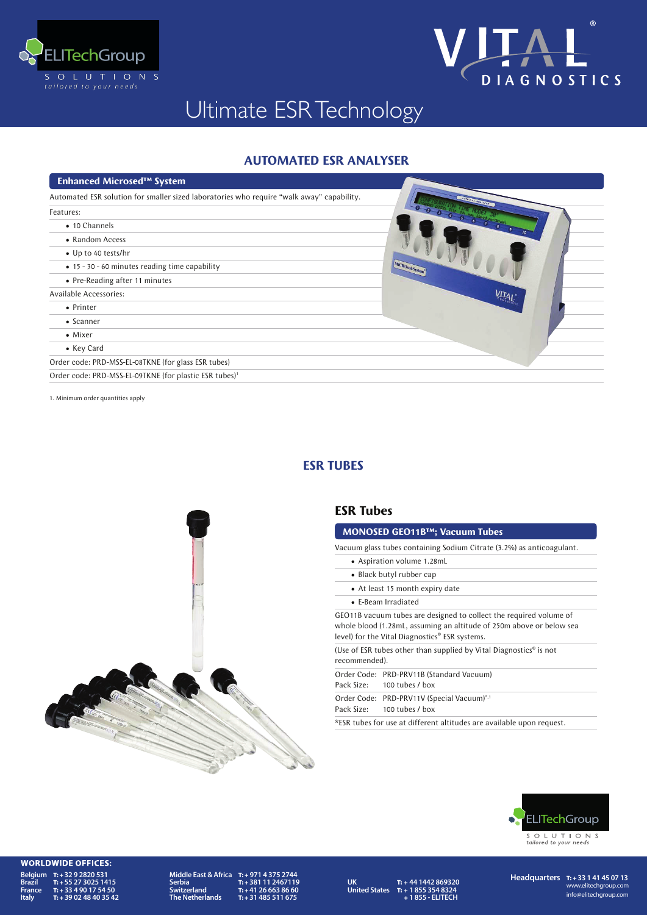# Ultimate ESR Technology

## AUTOMATED ESR ANALYSER

### Enhanced Microsed™ System

Automated ESR solution for smaller sized laboratories who require "walk away" capability.

Features:

- 10 Channels
- Random Access
- Up to 40 tests/hr
- 15 - 30 - 60 minutes reading time capability
- Pre-Reading after 11 minutes

Available Accessories:

- Printer
- Scanner
- Mixer
- Key Card

Order code: PRD-MSS-EL-08TKNE (for glass ESR tubes)

Order code: PRD-MSS-EL-09TKNE (for plastic ESR tubes)[1]

1. Minimum order quantities apply

## ESR TUBES

### ESR Tubes

#### MONOSED GEO11B™; Vacuum Tubes

Vacuum glass tubes containing Sodium Citrate (3.2%) as anticoagulant.

- Aspiration volume 1.28mL
- Black butyl rubber cap
- At least 15 month expiry date
- E-Beam Irradiated

GEO11B vacuum tubes are designed to collect the required volume of whole blood (1.28mL, assuming an altitude of 250m above or below sea level) for the Vital Diagnostics® ESR systems.

(Use of ESR tubes other than supplied by Vital Diagnostics® is not recommended).

Order Code: PRD-PRV11B (Standard Vacuum)
Pack Size: 100 tubes / box

Order Code: PRD-PRV11V (Special Vacuum)*,1
Pack Size: 100 tubes / box

*ESR tubes for use at different altitudes are available upon request.

**WORLDWIDE OFFICES:**

| | | | | | |
|---|---|---|---|---|---|
| Belgium | T: + 32 9 2820 531 | Middle East & Africa | T: + 971 4 375 2744 | UK | T: + 44 1442 869320 |
| Brazil | T: + 55 27 3025 1415 | Serbia | T: + 381 11 2467119 | United States | T: + 1 855 354 8324<br>+ 1 855 - ELITECH |
| France | T: + 33 4 90 17 54 50 | Switzerland | T: + 41 26 663 86 60 | | |
| Italy | T: + 39 02 48 40 35 42 | The Netherlands | T: + 31 485 511 675 | | |

**Headquarters** T: + 33 1 41 45 07 13
www.elitechgroup.com
info@elitechgroup.com